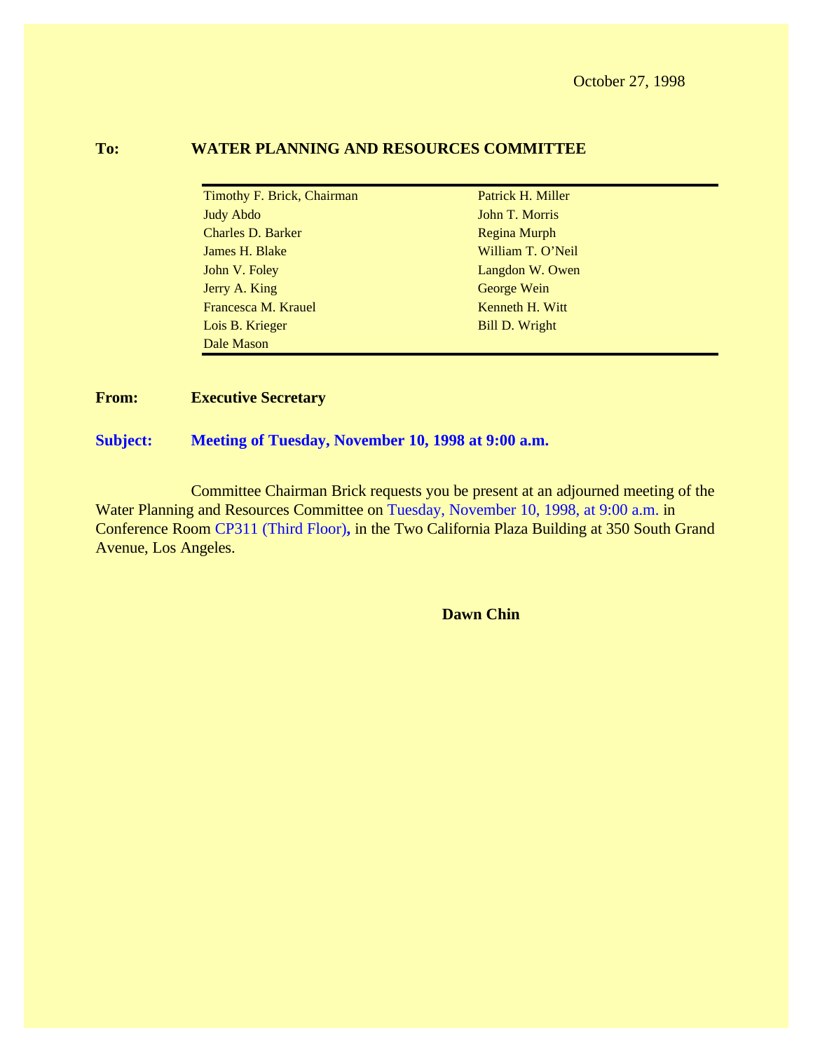October 27, 1998

**To:** **WATER PLANNING AND RESOURCES COMMITTEE**

| | |
|---|---|
| Timothy F. Brick, Chairman | Patrick H. Miller |
| Judy Abdo | John T. Morris |
| Charles D. Barker | Regina Murph |
| James H. Blake | William T. O'Neil |
| John V. Foley | Langdon W. Owen |
| Jerry A. King | George Wein |
| Francesca M. Krauel | Kenneth H. Witt |
| Lois B. Krieger | Bill D. Wright |
| Dale Mason | |

**From:** **Executive Secretary**

**Subject:** **Meeting of Tuesday, November 10, 1998 at 9:00 a.m.**

Committee Chairman Brick requests you be present at an adjourned meeting of the Water Planning and Resources Committee on Tuesday, November 10, 1998, at 9:00 a.m. in Conference Room CP311 (Third Floor), in the Two California Plaza Building at 350 South Grand Avenue, Los Angeles.

**Dawn Chin**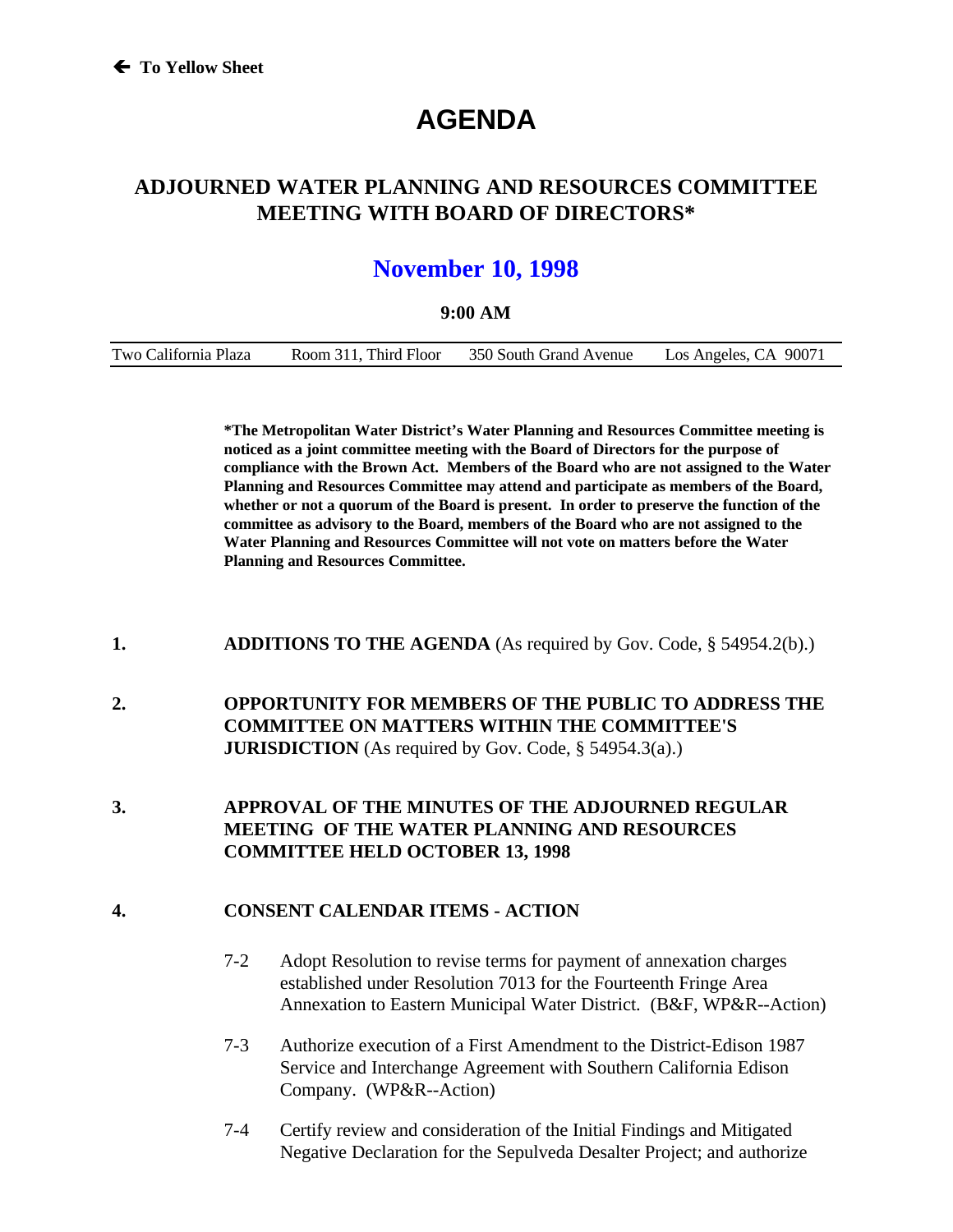← To Yellow Sheet

# AGENDA

## ADJOURNED WATER PLANNING AND RESOURCES COMMITTEE MEETING WITH BOARD OF DIRECTORS*

## November 10, 1998

**9:00 AM**

| Two California Plaza | Room 311, Third Floor | 350 South Grand Avenue | Los Angeles, CA 90071 |
|---|---|---|---|

**\*The Metropolitan Water District's Water Planning and Resources Committee meeting is noticed as a joint committee meeting with the Board of Directors for the purpose of compliance with the Brown Act. Members of the Board who are not assigned to the Water Planning and Resources Committee may attend and participate as members of the Board, whether or not a quorum of the Board is present. In order to preserve the function of the committee as advisory to the Board, members of the Board who are not assigned to the Water Planning and Resources Committee will not vote on matters before the Water Planning and Resources Committee.**

**1.** **ADDITIONS TO THE AGENDA** (As required by Gov. Code, § 54954.2(b).)

**2.** **OPPORTUNITY FOR MEMBERS OF THE PUBLIC TO ADDRESS THE COMMITTEE ON MATTERS WITHIN THE COMMITTEE'S JURISDICTION** (As required by Gov. Code, § 54954.3(a).)

**3.** **APPROVAL OF THE MINUTES OF THE ADJOURNED REGULAR MEETING OF THE WATER PLANNING AND RESOURCES COMMITTEE HELD OCTOBER 13, 1998**

**4.** **CONSENT CALENDAR ITEMS - ACTION**

7-2 Adopt Resolution to revise terms for payment of annexation charges established under Resolution 7013 for the Fourteenth Fringe Area Annexation to Eastern Municipal Water District. (B&F, WP&R--Action)

7-3 Authorize execution of a First Amendment to the District-Edison 1987 Service and Interchange Agreement with Southern California Edison Company. (WP&R--Action)

7-4 Certify review and consideration of the Initial Findings and Mitigated Negative Declaration for the Sepulveda Desalter Project; and authorize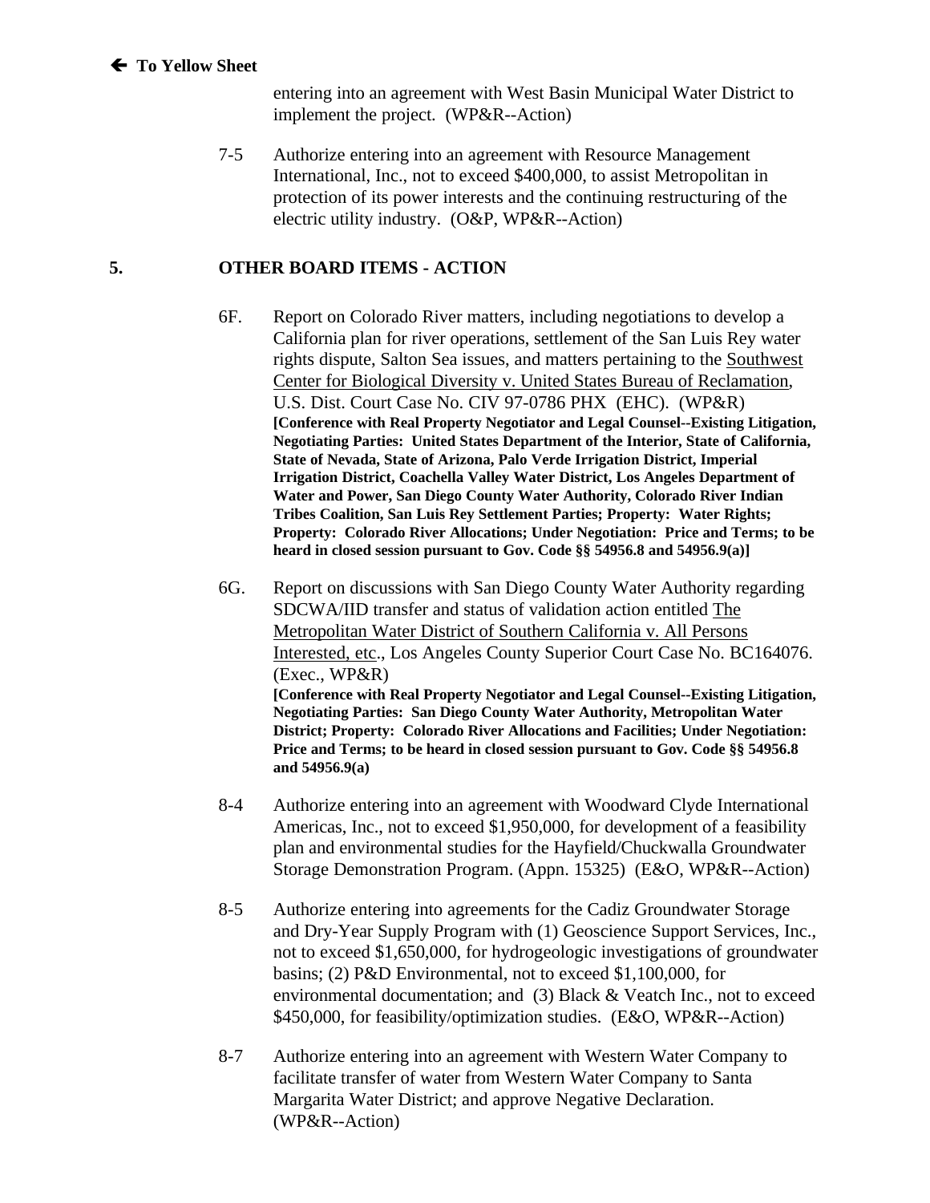🡐 **To Yellow Sheet**

entering into an agreement with West Basin Municipal Water District to implement the project. (WP&R--Action)

7-5 Authorize entering into an agreement with Resource Management International, Inc., not to exceed $400,000, to assist Metropolitan in protection of its power interests and the continuing restructuring of the electric utility industry. (O&P, WP&R--Action)

## 5. OTHER BOARD ITEMS - ACTION

6F. Report on Colorado River matters, including negotiations to develop a California plan for river operations, settlement of the San Luis Rey water rights dispute, Salton Sea issues, and matters pertaining to the Southwest Center for Biological Diversity v. United States Bureau of Reclamation, U.S. Dist. Court Case No. CIV 97-0786 PHX (EHC). (WP&R)
**[Conference with Real Property Negotiator and Legal Counsel--Existing Litigation, Negotiating Parties: United States Department of the Interior, State of California, State of Nevada, State of Arizona, Palo Verde Irrigation District, Imperial Irrigation District, Coachella Valley Water District, Los Angeles Department of Water and Power, San Diego County Water Authority, Colorado River Indian Tribes Coalition, San Luis Rey Settlement Parties; Property: Water Rights; Property: Colorado River Allocations; Under Negotiation: Price and Terms; to be heard in closed session pursuant to Gov. Code §§ 54956.8 and 54956.9(a)]**

6G. Report on discussions with San Diego County Water Authority regarding SDCWA/IID transfer and status of validation action entitled The Metropolitan Water District of Southern California v. All Persons Interested, etc., Los Angeles County Superior Court Case No. BC164076. (Exec., WP&R)
**[Conference with Real Property Negotiator and Legal Counsel--Existing Litigation, Negotiating Parties: San Diego County Water Authority, Metropolitan Water District; Property: Colorado River Allocations and Facilities; Under Negotiation: Price and Terms; to be heard in closed session pursuant to Gov. Code §§ 54956.8 and 54956.9(a)**

8-4 Authorize entering into an agreement with Woodward Clyde International Americas, Inc., not to exceed $1,950,000, for development of a feasibility plan and environmental studies for the Hayfield/Chuckwalla Groundwater Storage Demonstration Program. (Appn. 15325) (E&O, WP&R--Action)

8-5 Authorize entering into agreements for the Cadiz Groundwater Storage and Dry-Year Supply Program with (1) Geoscience Support Services, Inc., not to exceed $1,650,000, for hydrogeologic investigations of groundwater basins; (2) P&D Environmental, not to exceed $1,100,000, for environmental documentation; and (3) Black & Veatch Inc., not to exceed $450,000, for feasibility/optimization studies. (E&O, WP&R--Action)

8-7 Authorize entering into an agreement with Western Water Company to facilitate transfer of water from Western Water Company to Santa Margarita Water District; and approve Negative Declaration. (WP&R--Action)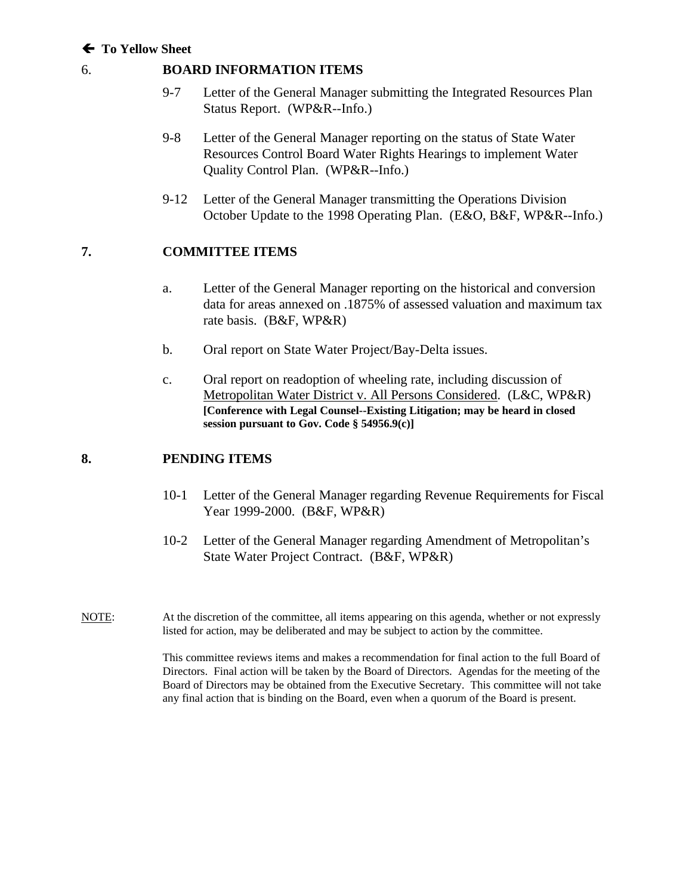🡐 **To Yellow Sheet**

6. **BOARD INFORMATION ITEMS**

9-7 Letter of the General Manager submitting the Integrated Resources Plan Status Report. (WP&R--Info.)

9-8 Letter of the General Manager reporting on the status of State Water Resources Control Board Water Rights Hearings to implement Water Quality Control Plan. (WP&R--Info.)

9-12 Letter of the General Manager transmitting the Operations Division October Update to the 1998 Operating Plan. (E&O, B&F, WP&R--Info.)

**7. COMMITTEE ITEMS**

a. Letter of the General Manager reporting on the historical and conversion data for areas annexed on .1875% of assessed valuation and maximum tax rate basis. (B&F, WP&R)

b. Oral report on State Water Project/Bay-Delta issues.

c. Oral report on readoption of wheeling rate, including discussion of <u>Metropolitan Water District v. All Persons Considered</u>. (L&C, WP&R) **[Conference with Legal Counsel--Existing Litigation; may be heard in closed session pursuant to Gov. Code § 54956.9(c)]**

**8. PENDING ITEMS**

10-1 Letter of the General Manager regarding Revenue Requirements for Fiscal Year 1999-2000. (B&F, WP&R)

10-2 Letter of the General Manager regarding Amendment of Metropolitan's State Water Project Contract. (B&F, WP&R)

<u>NOTE</u>: At the discretion of the committee, all items appearing on this agenda, whether or not expressly listed for action, may be deliberated and may be subject to action by the committee.

This committee reviews items and makes a recommendation for final action to the full Board of Directors. Final action will be taken by the Board of Directors. Agendas for the meeting of the Board of Directors may be obtained from the Executive Secretary. This committee will not take any final action that is binding on the Board, even when a quorum of the Board is present.